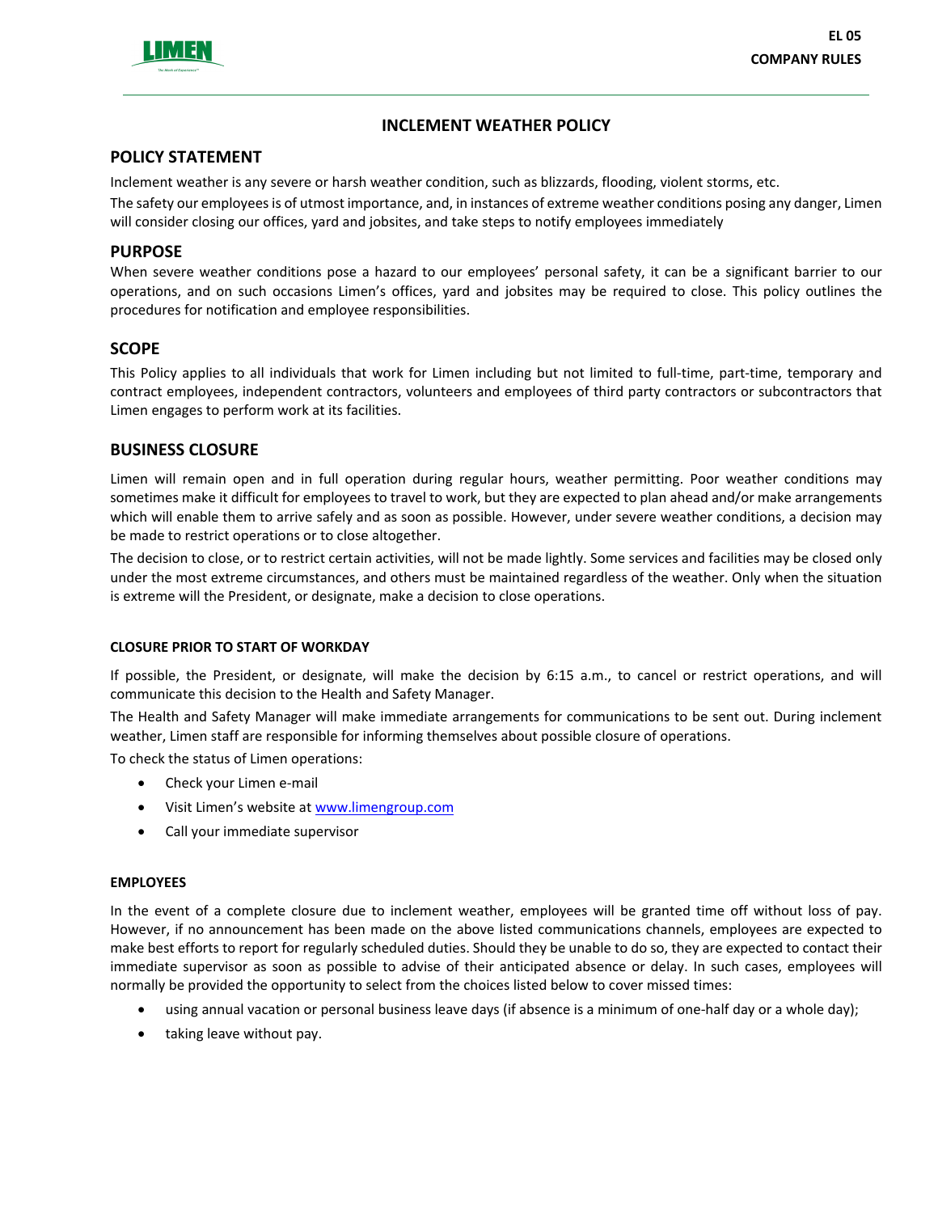# INCLEMENT WEATHER POLICY

## POLICY STATEMENT

Inclement weather is any severe or harsh weather condition, such as blizzards, flooding, violent storms, etc.

The safety our employees is of utmost importance, and, in instances of extreme weather conditions posing any danger, Limen will consider closing our offices, yard and jobsites, and take steps to notify employees immediately

## PURPOSE

When severe weather conditions pose a hazard to our employees' personal safety, it can be a significant barrier to our operations, and on such occasions Limen's offices, yard and jobsites may be required to close. This policy outlines the procedures for notification and employee responsibilities.

## SCOPE

This Policy applies to all individuals that work for Limen including but not limited to full-time, part-time, temporary and contract employees, independent contractors, volunteers and employees of third party contractors or subcontractors that Limen engages to perform work at its facilities.

## BUSINESS CLOSURE

Limen will remain open and in full operation during regular hours, weather permitting. Poor weather conditions may sometimes make it difficult for employees to travel to work, but they are expected to plan ahead and/or make arrangements which will enable them to arrive safely and as soon as possible. However, under severe weather conditions, a decision may be made to restrict operations or to close altogether.

The decision to close, or to restrict certain activities, will not be made lightly. Some services and facilities may be closed only under the most extreme circumstances, and others must be maintained regardless of the weather. Only when the situation is extreme will the President, or designate, make a decision to close operations.

### CLOSURE PRIOR TO START OF WORKDAY

If possible, the President, or designate, will make the decision by 6:15 a.m., to cancel or restrict operations, and will communicate this decision to the Health and Safety Manager.

The Health and Safety Manager will make immediate arrangements for communications to be sent out. During inclement weather, Limen staff are responsible for informing themselves about possible closure of operations.

To check the status of Limen operations:

- Check your Limen e-mail
- Visit Limen's website at www.limengroup.com
- Call your immediate supervisor

### EMPLOYEES

In the event of a complete closure due to inclement weather, employees will be granted time off without loss of pay. However, if no announcement has been made on the above listed communications channels, employees are expected to make best efforts to report for regularly scheduled duties. Should they be unable to do so, they are expected to contact their immediate supervisor as soon as possible to advise of their anticipated absence or delay. In such cases, employees will normally be provided the opportunity to select from the choices listed below to cover missed times:

- using annual vacation or personal business leave days (if absence is a minimum of one-half day or a whole day);
- taking leave without pay.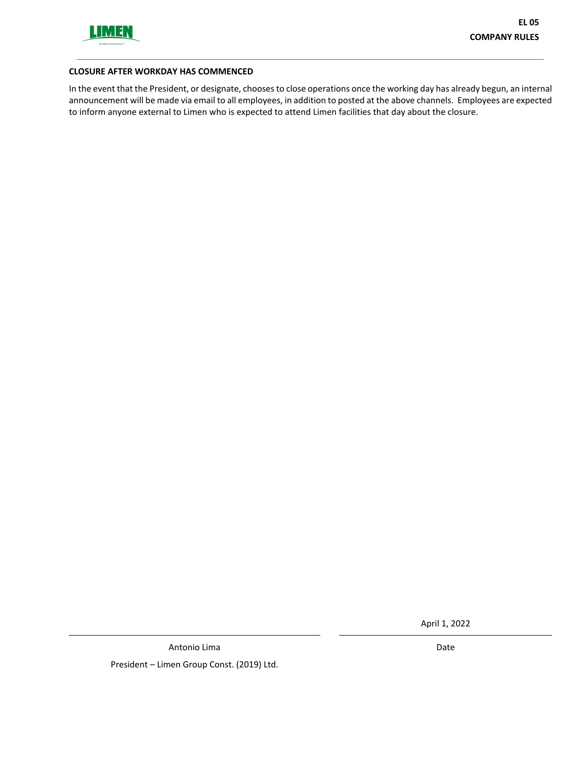**CLOSURE AFTER WORKDAY HAS COMMENCED**

In the event that the President, or designate, chooses to close operations once the working day has already begun, an internal announcement will be made via email to all employees, in addition to posted at the above channels. Employees are expected to inform anyone external to Limen who is expected to attend Limen facilities that day about the closure.

April 1, 2022

Antonio Lima

President – Limen Group Const. (2019) Ltd.

Date